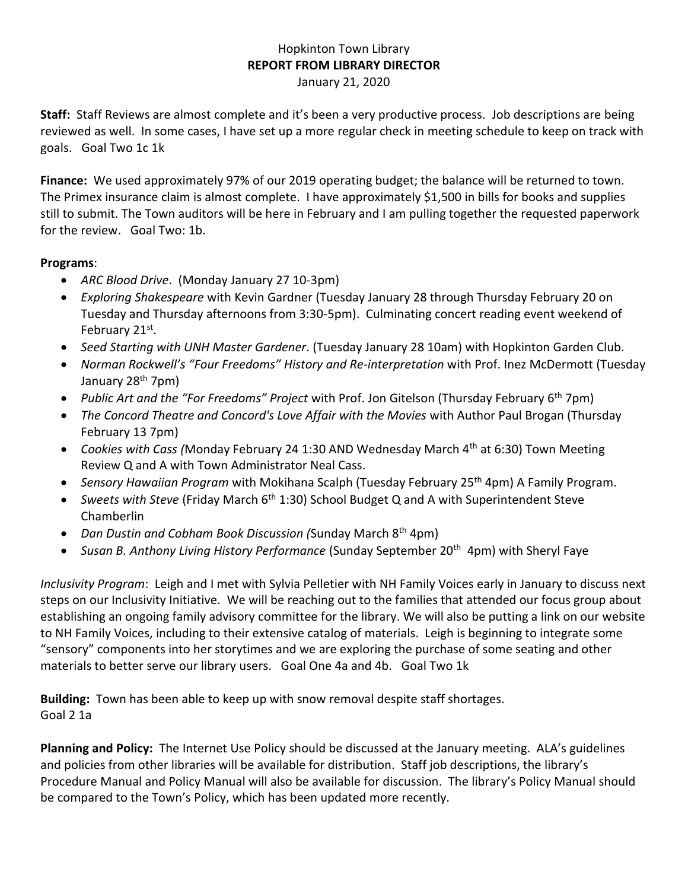Hopkinton Town Library

**REPORT FROM LIBRARY DIRECTOR**

January 21, 2020

**Staff:** Staff Reviews are almost complete and it's been a very productive process. Job descriptions are being reviewed as well. In some cases, I have set up a more regular check in meeting schedule to keep on track with goals. Goal Two 1c 1k

**Finance:** We used approximately 97% of our 2019 operating budget; the balance will be returned to town. The Primex insurance claim is almost complete. I have approximately $1,500 in bills for books and supplies still to submit. The Town auditors will be here in February and I am pulling together the requested paperwork for the review. Goal Two: 1b.

**Programs**:

- *ARC Blood Drive*. (Monday January 27 10-3pm)
- *Exploring Shakespeare* with Kevin Gardner (Tuesday January 28 through Thursday February 20 on Tuesday and Thursday afternoons from 3:30-5pm). Culminating concert reading event weekend of February 21st.
- *Seed Starting with UNH Master Gardener*. (Tuesday January 28 10am) with Hopkinton Garden Club.
- *Norman Rockwell's "Four Freedoms" History and Re-interpretation* with Prof. Inez McDermott (Tuesday January 28th 7pm)
- *Public Art and the "For Freedoms" Project* with Prof. Jon Gitelson (Thursday February 6th 7pm)
- *The Concord Theatre and Concord's Love Affair with the Movies* with Author Paul Brogan (Thursday February 13 7pm)
- *Cookies with Cass (*Monday February 24 1:30 AND Wednesday March 4th at 6:30) Town Meeting Review Q and A with Town Administrator Neal Cass.
- *Sensory Hawaiian Program* with Mokihana Scalph (Tuesday February 25th 4pm) A Family Program.
- *Sweets with Steve* (Friday March 6th 1:30) School Budget Q and A with Superintendent Steve Chamberlin
- *Dan Dustin and Cobham Book Discussion (*Sunday March 8th 4pm)
- *Susan B. Anthony Living History Performance* (Sunday September 20th 4pm) with Sheryl Faye

*Inclusivity Program*: Leigh and I met with Sylvia Pelletier with NH Family Voices early in January to discuss next steps on our Inclusivity Initiative. We will be reaching out to the families that attended our focus group about establishing an ongoing family advisory committee for the library. We will also be putting a link on our website to NH Family Voices, including to their extensive catalog of materials. Leigh is beginning to integrate some "sensory" components into her storytimes and we are exploring the purchase of some seating and other materials to better serve our library users. Goal One 4a and 4b. Goal Two 1k

**Building:** Town has been able to keep up with snow removal despite staff shortages. Goal 2 1a

**Planning and Policy:** The Internet Use Policy should be discussed at the January meeting. ALA's guidelines and policies from other libraries will be available for distribution. Staff job descriptions, the library's Procedure Manual and Policy Manual will also be available for discussion. The library's Policy Manual should be compared to the Town's Policy, which has been updated more recently.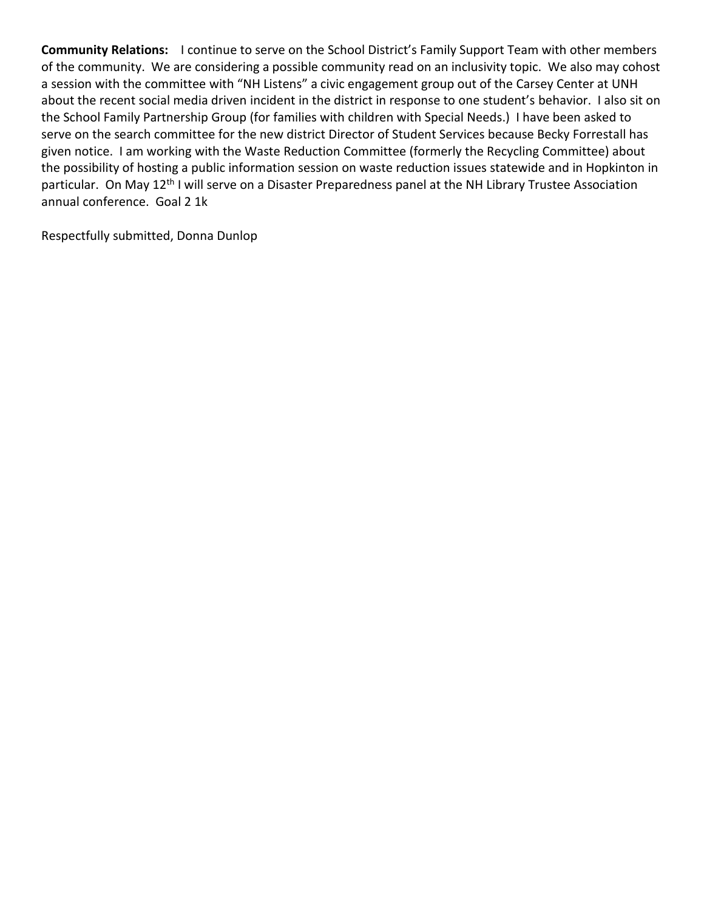**Community Relations:** I continue to serve on the School District's Family Support Team with other members of the community. We are considering a possible community read on an inclusivity topic. We also may cohost a session with the committee with "NH Listens" a civic engagement group out of the Carsey Center at UNH about the recent social media driven incident in the district in response to one student's behavior. I also sit on the School Family Partnership Group (for families with children with Special Needs.) I have been asked to serve on the search committee for the new district Director of Student Services because Becky Forrestall has given notice. I am working with the Waste Reduction Committee (formerly the Recycling Committee) about the possibility of hosting a public information session on waste reduction issues statewide and in Hopkinton in particular. On May 12th I will serve on a Disaster Preparedness panel at the NH Library Trustee Association annual conference. Goal 2 1k

Respectfully submitted, Donna Dunlop